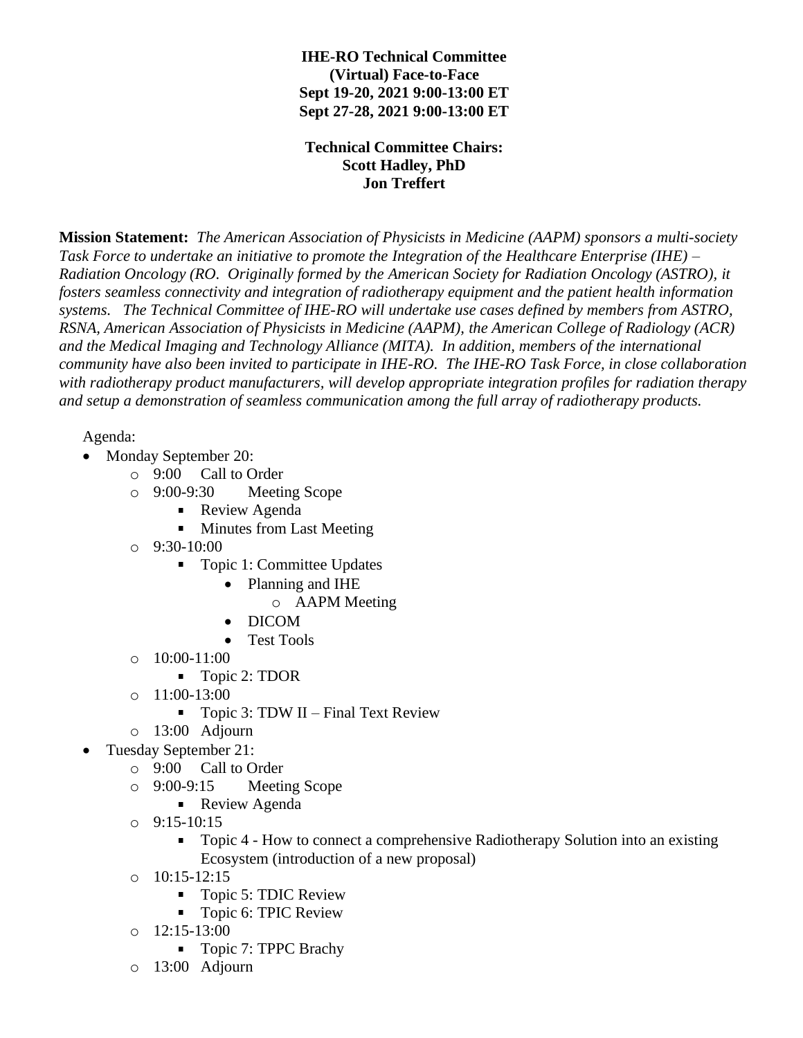**IHE-RO Technical Committee**
**(Virtual) Face-to-Face**
**Sept 19-20, 2021 9:00-13:00 ET**
**Sept 27-28, 2021 9:00-13:00 ET**

**Technical Committee Chairs:**
**Scott Hadley, PhD**
**Jon Treffert**

**Mission Statement:** *The American Association of Physicists in Medicine (AAPM) sponsors a multi-society Task Force to undertake an initiative to promote the Integration of the Healthcare Enterprise (IHE) – Radiation Oncology (RO. Originally formed by the American Society for Radiation Oncology (ASTRO), it fosters seamless connectivity and integration of radiotherapy equipment and the patient health information systems. The Technical Committee of IHE-RO will undertake use cases defined by members from ASTRO, RSNA, American Association of Physicists in Medicine (AAPM), the American College of Radiology (ACR) and the Medical Imaging and Technology Alliance (MITA). In addition, members of the international community have also been invited to participate in IHE-RO. The IHE-RO Task Force, in close collaboration with radiotherapy product manufacturers, will develop appropriate integration profiles for radiation therapy and setup a demonstration of seamless communication among the full array of radiotherapy products.*

Agenda:

- Monday September 20:
  - 9:00 Call to Order
  - 9:00-9:30 Meeting Scope
    - Review Agenda
    - Minutes from Last Meeting
  - 9:30-10:00
    - Topic 1: Committee Updates
      - Planning and IHE
        - AAPM Meeting
      - DICOM
      - Test Tools
  - 10:00-11:00
    - Topic 2: TDOR
  - 11:00-13:00
    - Topic 3: TDW II – Final Text Review
  - 13:00 Adjourn
- Tuesday September 21:
  - 9:00 Call to Order
  - 9:00-9:15 Meeting Scope
    - Review Agenda
  - 9:15-10:15
    - Topic 4 - How to connect a comprehensive Radiotherapy Solution into an existing Ecosystem (introduction of a new proposal)
  - 10:15-12:15
    - Topic 5: TDIC Review
    - Topic 6: TPIC Review
  - 12:15-13:00
    - Topic 7: TPPC Brachy
  - 13:00 Adjourn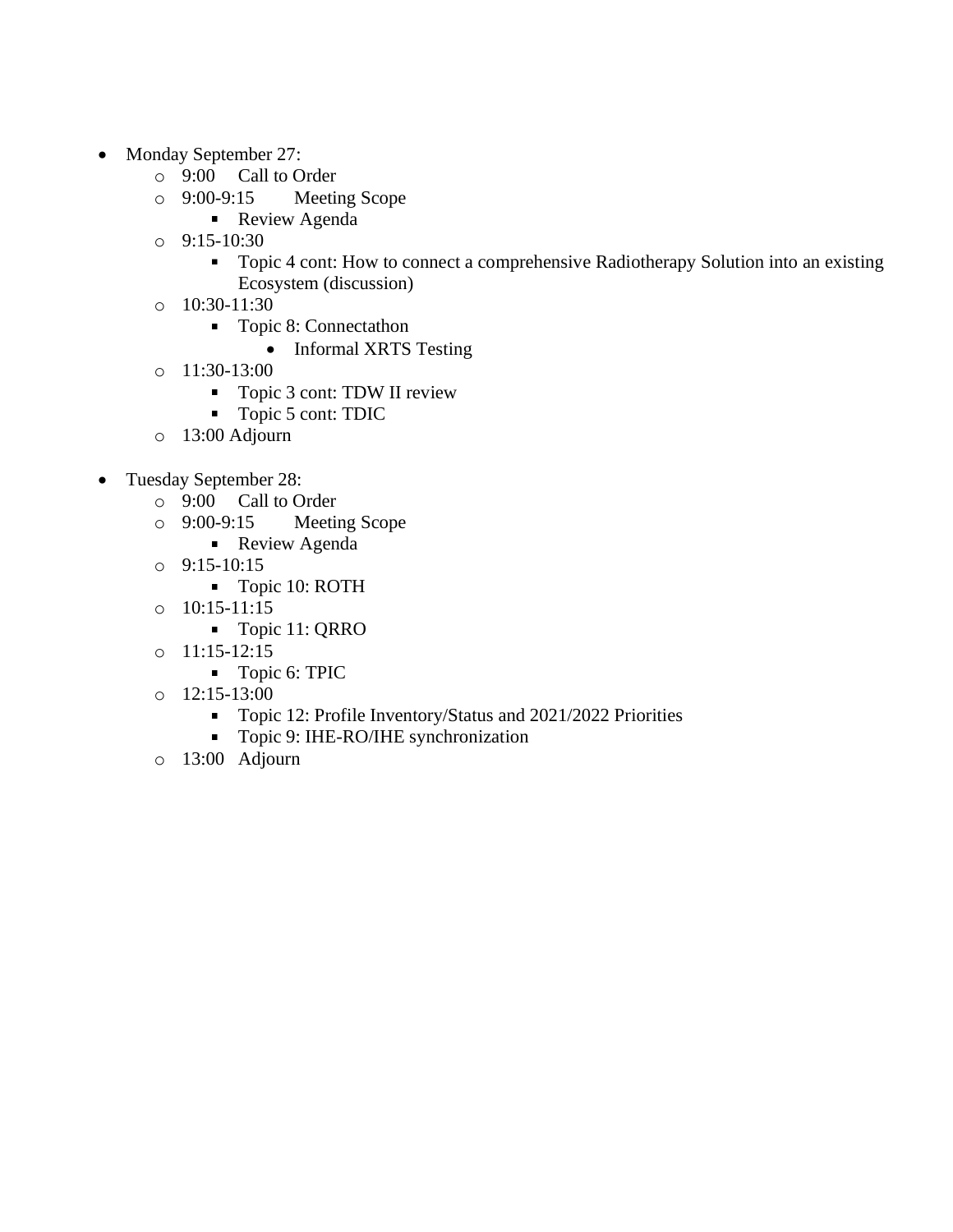- Monday September 27:
  - 9:00 Call to Order
  - 9:00-9:15 Meeting Scope
    - Review Agenda
  - 9:15-10:30
    - Topic 4 cont: How to connect a comprehensive Radiotherapy Solution into an existing Ecosystem (discussion)
  - 10:30-11:30
    - Topic 8: Connectathon
      - Informal XRTS Testing
  - 11:30-13:00
    - Topic 3 cont: TDW II review
    - Topic 5 cont: TDIC
  - 13:00 Adjourn

- Tuesday September 28:
  - 9:00 Call to Order
  - 9:00-9:15 Meeting Scope
    - Review Agenda
  - 9:15-10:15
    - Topic 10: ROTH
  - 10:15-11:15
    - Topic 11: QRRO
  - 11:15-12:15
    - Topic 6: TPIC
  - 12:15-13:00
    - Topic 12: Profile Inventory/Status and 2021/2022 Priorities
    - Topic 9: IHE-RO/IHE synchronization
  - 13:00 Adjourn